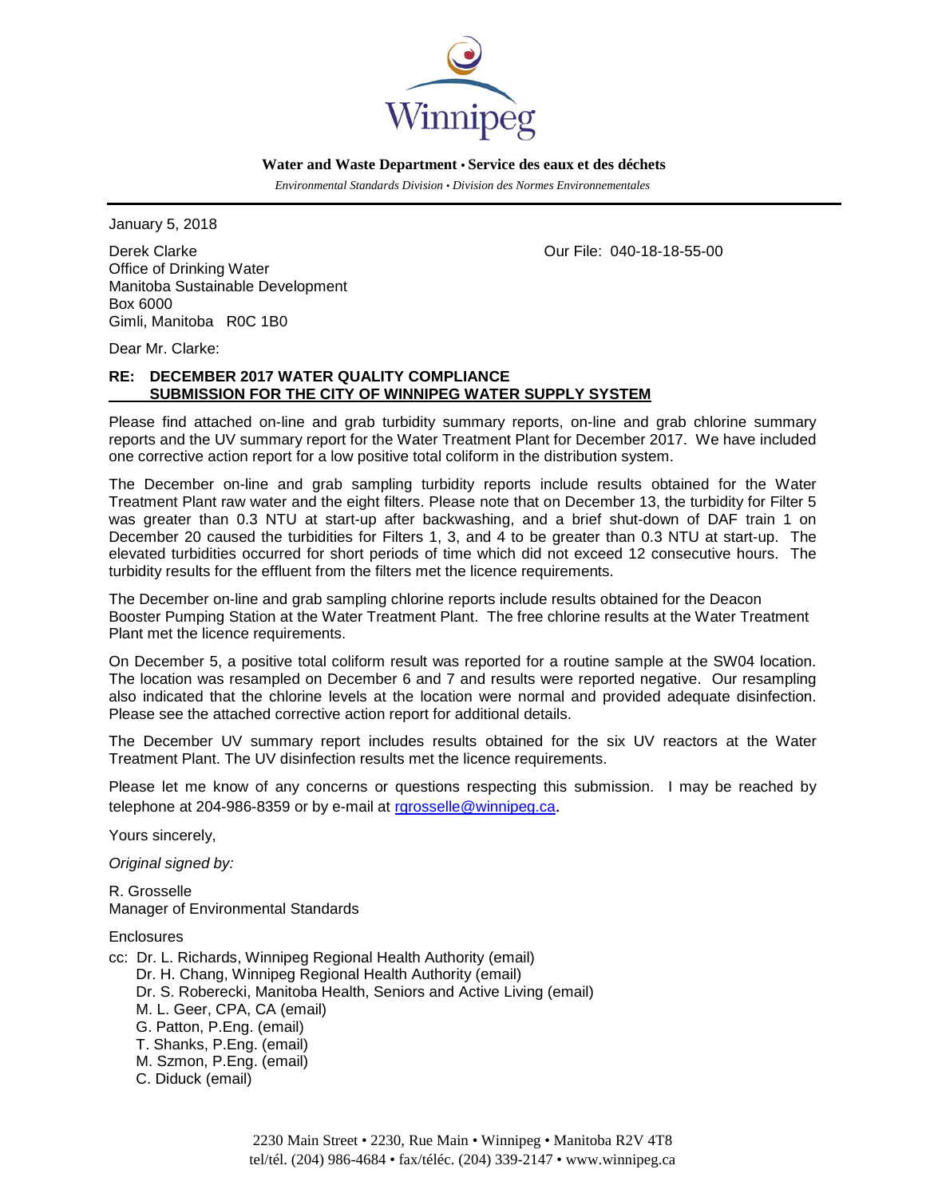Winnipeg

**Water and Waste Department • Service des eaux et des déchets**

*Environmental Standards Division • Division des Normes Environnementales*

January 5, 2018

Derek Clarke
Office of Drinking Water
Manitoba Sustainable Development
Box 6000
Gimli, Manitoba R0C 1B0

Our File: 040-18-18-55-00

Dear Mr. Clarke:

**RE: DECEMBER 2017 WATER QUALITY COMPLIANCE SUBMISSION FOR THE CITY OF WINNIPEG WATER SUPPLY SYSTEM**

Please find attached on-line and grab turbidity summary reports, on-line and grab chlorine summary reports and the UV summary report for the Water Treatment Plant for December 2017. We have included one corrective action report for a low positive total coliform in the distribution system.

The December on-line and grab sampling turbidity reports include results obtained for the Water Treatment Plant raw water and the eight filters. Please note that on December 13, the turbidity for Filter 5 was greater than 0.3 NTU at start-up after backwashing, and a brief shut-down of DAF train 1 on December 20 caused the turbidities for Filters 1, 3, and 4 to be greater than 0.3 NTU at start-up. The elevated turbidities occurred for short periods of time which did not exceed 12 consecutive hours. The turbidity results for the effluent from the filters met the licence requirements.

The December on-line and grab sampling chlorine reports include results obtained for the Deacon Booster Pumping Station at the Water Treatment Plant. The free chlorine results at the Water Treatment Plant met the licence requirements.

On December 5, a positive total coliform result was reported for a routine sample at the SW04 location. The location was resampled on December 6 and 7 and results were reported negative. Our resampling also indicated that the chlorine levels at the location were normal and provided adequate disinfection. Please see the attached corrective action report for additional details.

The December UV summary report includes results obtained for the six UV reactors at the Water Treatment Plant. The UV disinfection results met the licence requirements.

Please let me know of any concerns or questions respecting this submission. I may be reached by telephone at 204-986-8359 or by e-mail at rgrosselle@winnipeg.ca.

Yours sincerely,

*Original signed by:*

R. Grosselle
Manager of Environmental Standards

Enclosures

cc: Dr. L. Richards, Winnipeg Regional Health Authority (email)
Dr. H. Chang, Winnipeg Regional Health Authority (email)
Dr. S. Roberecki, Manitoba Health, Seniors and Active Living (email)
M. L. Geer, CPA, CA (email)
G. Patton, P.Eng. (email)
T. Shanks, P.Eng. (email)
M. Szmon, P.Eng. (email)
C. Diduck (email)

2230 Main Street • 2230, Rue Main • Winnipeg • Manitoba R2V 4T8
tel/tél. (204) 986-4684 • fax/téléc. (204) 339-2147 • www.winnipeg.ca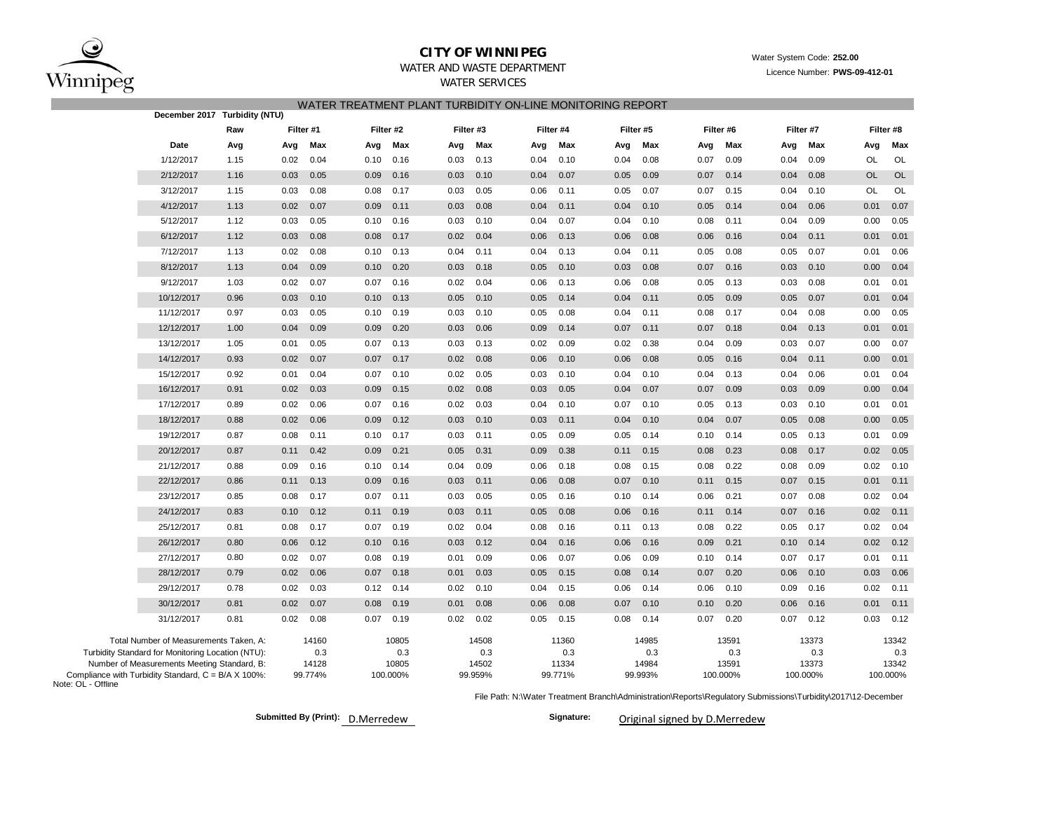**CITY OF WINNIPEG**

WATER AND WASTE DEPARTMENT

WATER SERVICES

Water System Code: **252.00**

Licence Number: **PWS-09-412-01**

## WATER TREATMENT PLANT TURBIDITY ON-LINE MONITORING REPORT

**December 2017 Turbidity (NTU)**

| | Raw | Filter #1 | | Filter #2 | | Filter #3 | | Filter #4 | | Filter #5 | | Filter #6 | | Filter #7 | | Filter #8 | |
|---|---|---|---|---|---|---|---|---|---|---|---|---|---|---|---|---|---|
| **Date** | **Avg** | **Avg** | **Max** | **Avg** | **Max** | **Avg** | **Max** | **Avg** | **Max** | **Avg** | **Max** | **Avg** | **Max** | **Avg** | **Max** | **Avg** | **Max** |
| 1/12/2017 | 1.15 | 0.02 | 0.04 | 0.10 | 0.16 | 0.03 | 0.13 | 0.04 | 0.10 | 0.04 | 0.08 | 0.07 | 0.09 | 0.04 | 0.09 | OL | OL |
| 2/12/2017 | 1.16 | 0.03 | 0.05 | 0.09 | 0.16 | 0.03 | 0.10 | 0.04 | 0.07 | 0.05 | 0.09 | 0.07 | 0.14 | 0.04 | 0.08 | OL | OL |
| 3/12/2017 | 1.15 | 0.03 | 0.08 | 0.08 | 0.17 | 0.03 | 0.05 | 0.06 | 0.11 | 0.05 | 0.07 | 0.07 | 0.15 | 0.04 | 0.10 | OL | OL |
| 4/12/2017 | 1.13 | 0.02 | 0.07 | 0.09 | 0.11 | 0.03 | 0.08 | 0.04 | 0.11 | 0.04 | 0.10 | 0.05 | 0.14 | 0.04 | 0.06 | 0.01 | 0.07 |
| 5/12/2017 | 1.12 | 0.03 | 0.05 | 0.10 | 0.16 | 0.03 | 0.10 | 0.04 | 0.07 | 0.04 | 0.10 | 0.08 | 0.11 | 0.04 | 0.09 | 0.00 | 0.05 |
| 6/12/2017 | 1.12 | 0.03 | 0.08 | 0.08 | 0.17 | 0.02 | 0.04 | 0.06 | 0.13 | 0.06 | 0.08 | 0.06 | 0.16 | 0.04 | 0.11 | 0.01 | 0.01 |
| 7/12/2017 | 1.13 | 0.02 | 0.08 | 0.10 | 0.13 | 0.04 | 0.11 | 0.04 | 0.13 | 0.04 | 0.11 | 0.05 | 0.08 | 0.05 | 0.07 | 0.01 | 0.06 |
| 8/12/2017 | 1.13 | 0.04 | 0.09 | 0.10 | 0.20 | 0.03 | 0.18 | 0.05 | 0.10 | 0.03 | 0.08 | 0.07 | 0.16 | 0.03 | 0.10 | 0.00 | 0.04 |
| 9/12/2017 | 1.03 | 0.02 | 0.07 | 0.07 | 0.16 | 0.02 | 0.04 | 0.06 | 0.13 | 0.06 | 0.08 | 0.05 | 0.13 | 0.03 | 0.08 | 0.01 | 0.01 |
| 10/12/2017 | 0.96 | 0.03 | 0.10 | 0.10 | 0.13 | 0.05 | 0.10 | 0.05 | 0.14 | 0.04 | 0.11 | 0.05 | 0.09 | 0.05 | 0.07 | 0.01 | 0.04 |
| 11/12/2017 | 0.97 | 0.03 | 0.05 | 0.10 | 0.19 | 0.03 | 0.10 | 0.05 | 0.08 | 0.04 | 0.11 | 0.08 | 0.17 | 0.04 | 0.08 | 0.00 | 0.05 |
| 12/12/2017 | 1.00 | 0.04 | 0.09 | 0.09 | 0.20 | 0.03 | 0.06 | 0.09 | 0.14 | 0.07 | 0.11 | 0.07 | 0.18 | 0.04 | 0.13 | 0.01 | 0.01 |
| 13/12/2017 | 1.05 | 0.01 | 0.05 | 0.07 | 0.13 | 0.03 | 0.13 | 0.02 | 0.09 | 0.02 | 0.38 | 0.04 | 0.09 | 0.03 | 0.07 | 0.00 | 0.07 |
| 14/12/2017 | 0.93 | 0.02 | 0.07 | 0.07 | 0.17 | 0.02 | 0.08 | 0.06 | 0.10 | 0.06 | 0.08 | 0.05 | 0.16 | 0.04 | 0.11 | 0.00 | 0.01 |
| 15/12/2017 | 0.92 | 0.01 | 0.04 | 0.07 | 0.10 | 0.02 | 0.05 | 0.03 | 0.10 | 0.04 | 0.10 | 0.04 | 0.13 | 0.04 | 0.06 | 0.01 | 0.04 |
| 16/12/2017 | 0.91 | 0.02 | 0.03 | 0.09 | 0.15 | 0.02 | 0.08 | 0.03 | 0.05 | 0.04 | 0.07 | 0.07 | 0.09 | 0.03 | 0.09 | 0.00 | 0.04 |
| 17/12/2017 | 0.89 | 0.02 | 0.06 | 0.07 | 0.16 | 0.02 | 0.03 | 0.04 | 0.10 | 0.07 | 0.10 | 0.05 | 0.13 | 0.03 | 0.10 | 0.01 | 0.01 |
| 18/12/2017 | 0.88 | 0.02 | 0.06 | 0.09 | 0.12 | 0.03 | 0.10 | 0.03 | 0.11 | 0.04 | 0.10 | 0.04 | 0.07 | 0.05 | 0.08 | 0.00 | 0.05 |
| 19/12/2017 | 0.87 | 0.08 | 0.11 | 0.10 | 0.17 | 0.03 | 0.11 | 0.05 | 0.09 | 0.05 | 0.14 | 0.10 | 0.14 | 0.05 | 0.13 | 0.01 | 0.09 |
| 20/12/2017 | 0.87 | 0.11 | 0.42 | 0.09 | 0.21 | 0.05 | 0.31 | 0.09 | 0.38 | 0.11 | 0.15 | 0.08 | 0.23 | 0.08 | 0.17 | 0.02 | 0.05 |
| 21/12/2017 | 0.88 | 0.09 | 0.16 | 0.10 | 0.14 | 0.04 | 0.09 | 0.06 | 0.18 | 0.08 | 0.15 | 0.08 | 0.22 | 0.08 | 0.09 | 0.02 | 0.10 |
| 22/12/2017 | 0.86 | 0.11 | 0.13 | 0.09 | 0.16 | 0.03 | 0.11 | 0.06 | 0.08 | 0.07 | 0.10 | 0.11 | 0.15 | 0.07 | 0.15 | 0.01 | 0.11 |
| 23/12/2017 | 0.85 | 0.08 | 0.17 | 0.07 | 0.11 | 0.03 | 0.05 | 0.05 | 0.16 | 0.10 | 0.14 | 0.06 | 0.21 | 0.07 | 0.08 | 0.02 | 0.04 |
| 24/12/2017 | 0.83 | 0.10 | 0.12 | 0.11 | 0.19 | 0.03 | 0.11 | 0.05 | 0.08 | 0.06 | 0.16 | 0.11 | 0.14 | 0.07 | 0.16 | 0.02 | 0.11 |
| 25/12/2017 | 0.81 | 0.08 | 0.17 | 0.07 | 0.19 | 0.02 | 0.04 | 0.08 | 0.16 | 0.11 | 0.13 | 0.08 | 0.22 | 0.05 | 0.17 | 0.02 | 0.04 |
| 26/12/2017 | 0.80 | 0.06 | 0.12 | 0.10 | 0.16 | 0.03 | 0.12 | 0.04 | 0.16 | 0.06 | 0.16 | 0.09 | 0.21 | 0.10 | 0.14 | 0.02 | 0.12 |
| 27/12/2017 | 0.80 | 0.02 | 0.07 | 0.08 | 0.19 | 0.01 | 0.09 | 0.06 | 0.07 | 0.06 | 0.09 | 0.10 | 0.14 | 0.07 | 0.17 | 0.01 | 0.11 |
| 28/12/2017 | 0.79 | 0.02 | 0.06 | 0.07 | 0.18 | 0.01 | 0.03 | 0.05 | 0.15 | 0.08 | 0.14 | 0.07 | 0.20 | 0.06 | 0.10 | 0.03 | 0.06 |
| 29/12/2017 | 0.78 | 0.02 | 0.03 | 0.12 | 0.14 | 0.02 | 0.10 | 0.04 | 0.15 | 0.06 | 0.14 | 0.06 | 0.10 | 0.09 | 0.16 | 0.02 | 0.11 |
| 30/12/2017 | 0.81 | 0.02 | 0.07 | 0.08 | 0.19 | 0.01 | 0.08 | 0.06 | 0.08 | 0.07 | 0.10 | 0.10 | 0.20 | 0.06 | 0.16 | 0.01 | 0.11 |
| 31/12/2017 | 0.81 | 0.02 | 0.08 | 0.07 | 0.19 | 0.02 | 0.02 | 0.05 | 0.15 | 0.08 | 0.14 | 0.07 | 0.20 | 0.07 | 0.12 | 0.03 | 0.12 |
| Total Number of Measurements Taken, A: | | | 14160 | | 10805 | | 14508 | | 11360 | | 14985 | | 13591 | | 13373 | | 13342 |
| Turbidity Standard for Monitoring Location (NTU): | | | 0.3 | | 0.3 | | 0.3 | | 0.3 | | 0.3 | | 0.3 | | 0.3 | | 0.3 |
| Number of Measurements Meeting Standard, B: | | | 14128 | | 10805 | | 14502 | | 11334 | | 14984 | | 13591 | | 13373 | | 13342 |
| Compliance with Turbidity Standard, C = B/A X 100%: | | | 99.774% | | 100.000% | | 99.959% | | 99.771% | | 99.993% | | 100.000% | | 100.000% | | 100.000% |

Note: OL - Offline

File Path: N:\Water Treatment Branch\Administration\Reports\Regulatory Submissions\Turbidity\2017\12-December

**Submitted By (Print):** D.Merredew

**Signature:** Original signed by D.Merredew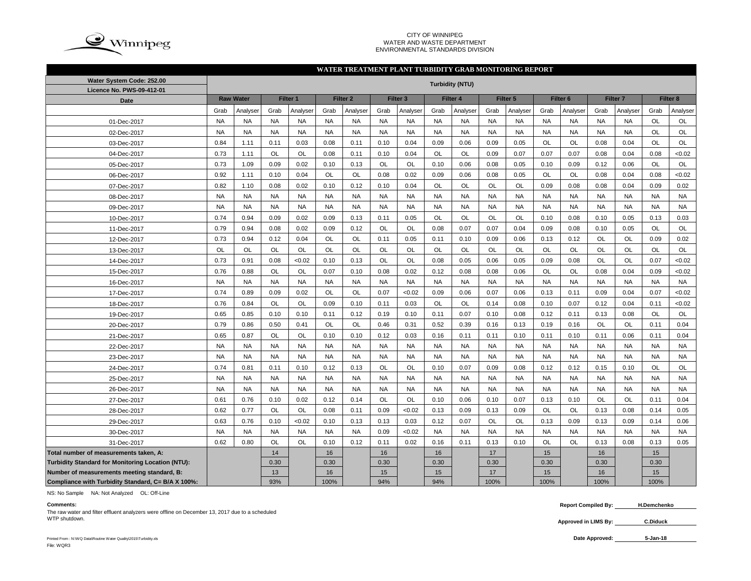CITY OF WINNIPEG
WATER AND WASTE DEPARTMENT
ENVIRONMENTAL STANDARDS DIVISION

## WATER TREATMENT PLANT TURBIDITY GRAB MONITORING REPORT

| Water System Code: 252.00 / Licence No. PWS-09-412-01 | Turbidity (NTU) | | | | | | | | | | | | | | | | | |
|---|---|---|---|---|---|---|---|---|---|---|---|---|---|---|---|---|---|---|
| Date | Raw Water | | Filter 1 | | Filter 2 | | Filter 3 | | Filter 4 | | Filter 5 | | Filter 6 | | Filter 7 | | Filter 8 | |
| | Grab | Analyser | Grab | Analyser | Grab | Analyser | Grab | Analyser | Grab | Analyser | Grab | Analyser | Grab | Analyser | Grab | Analyser | Grab | Analyser |
| 01-Dec-2017 | NA | NA | NA | NA | NA | NA | NA | NA | NA | NA | NA | NA | NA | NA | NA | NA | OL | OL |
| 02-Dec-2017 | NA | NA | NA | NA | NA | NA | NA | NA | NA | NA | NA | NA | NA | NA | NA | NA | OL | OL |
| 03-Dec-2017 | 0.84 | 1.11 | 0.11 | 0.03 | 0.08 | 0.11 | 0.10 | 0.04 | 0.09 | 0.06 | 0.09 | 0.05 | OL | OL | 0.08 | 0.04 | OL | OL |
| 04-Dec-2017 | 0.73 | 1.11 | OL | OL | 0.08 | 0.11 | 0.10 | 0.04 | OL | OL | 0.09 | 0.07 | 0.07 | 0.07 | 0.08 | 0.04 | 0.08 | <0.02 |
| 05-Dec-2017 | 0.73 | 1.09 | 0.09 | 0.02 | 0.10 | 0.13 | OL | OL | 0.10 | 0.06 | 0.08 | 0.05 | 0.10 | 0.09 | 0.12 | 0.06 | OL | OL |
| 06-Dec-2017 | 0.92 | 1.11 | 0.10 | 0.04 | OL | OL | 0.08 | 0.02 | 0.09 | 0.06 | 0.08 | 0.05 | OL | OL | 0.08 | 0.04 | 0.08 | <0.02 |
| 07-Dec-2017 | 0.82 | 1.10 | 0.08 | 0.02 | 0.10 | 0.12 | 0.10 | 0.04 | OL | OL | OL | OL | 0.09 | 0.08 | 0.08 | 0.04 | 0.09 | 0.02 |
| 08-Dec-2017 | NA | NA | NA | NA | NA | NA | NA | NA | NA | NA | NA | NA | NA | NA | NA | NA | NA | NA |
| 09-Dec-2017 | NA | NA | NA | NA | NA | NA | NA | NA | NA | NA | NA | NA | NA | NA | NA | NA | NA | NA |
| 10-Dec-2017 | 0.74 | 0.94 | 0.09 | 0.02 | 0.09 | 0.13 | 0.11 | 0.05 | OL | OL | OL | OL | 0.10 | 0.08 | 0.10 | 0.05 | 0.13 | 0.03 |
| 11-Dec-2017 | 0.79 | 0.94 | 0.08 | 0.02 | 0.09 | 0.12 | OL | OL | 0.08 | 0.07 | 0.07 | 0.04 | 0.09 | 0.08 | 0.10 | 0.05 | OL | OL |
| 12-Dec-2017 | 0.73 | 0.94 | 0.12 | 0.04 | OL | OL | 0.11 | 0.05 | 0.11 | 0.10 | 0.09 | 0.06 | 0.13 | 0.12 | OL | OL | 0.09 | 0.02 |
| 13-Dec-2017 | OL | OL | OL | OL | OL | OL | OL | OL | OL | OL | OL | OL | OL | OL | OL | OL | OL | OL |
| 14-Dec-2017 | 0.73 | 0.91 | 0.08 | <0.02 | 0.10 | 0.13 | OL | OL | 0.08 | 0.05 | 0.06 | 0.05 | 0.09 | 0.08 | OL | OL | 0.07 | <0.02 |
| 15-Dec-2017 | 0.76 | 0.88 | OL | OL | 0.07 | 0.10 | 0.08 | 0.02 | 0.12 | 0.08 | 0.08 | 0.06 | OL | OL | 0.08 | 0.04 | 0.09 | <0.02 |
| 16-Dec-2017 | NA | NA | NA | NA | NA | NA | NA | NA | NA | NA | NA | NA | NA | NA | NA | NA | NA | NA |
| 17-Dec-2017 | 0.74 | 0.89 | 0.09 | 0.02 | OL | OL | 0.07 | <0.02 | 0.09 | 0.06 | 0.07 | 0.06 | 0.13 | 0.11 | 0.09 | 0.04 | 0.07 | <0.02 |
| 18-Dec-2017 | 0.76 | 0.84 | OL | OL | 0.09 | 0.10 | 0.11 | 0.03 | OL | OL | 0.14 | 0.08 | 0.10 | 0.07 | 0.12 | 0.04 | 0.11 | <0.02 |
| 19-Dec-2017 | 0.65 | 0.85 | 0.10 | 0.10 | 0.11 | 0.12 | 0.19 | 0.10 | 0.11 | 0.07 | 0.10 | 0.08 | 0.12 | 0.11 | 0.13 | 0.08 | OL | OL |
| 20-Dec-2017 | 0.79 | 0.86 | 0.50 | 0.41 | OL | OL | 0.46 | 0.31 | 0.52 | 0.39 | 0.16 | 0.13 | 0.19 | 0.16 | OL | OL | 0.11 | 0.04 |
| 21-Dec-2017 | 0.65 | 0.87 | OL | OL | 0.10 | 0.10 | 0.12 | 0.03 | 0.16 | 0.11 | 0.11 | 0.10 | 0.11 | 0.10 | 0.11 | 0.06 | 0.11 | 0.04 |
| 22-Dec-2017 | NA | NA | NA | NA | NA | NA | NA | NA | NA | NA | NA | NA | NA | NA | NA | NA | NA | NA |
| 23-Dec-2017 | NA | NA | NA | NA | NA | NA | NA | NA | NA | NA | NA | NA | NA | NA | NA | NA | NA | NA |
| 24-Dec-2017 | 0.74 | 0.81 | 0.11 | 0.10 | 0.12 | 0.13 | OL | OL | 0.10 | 0.07 | 0.09 | 0.08 | 0.12 | 0.12 | 0.15 | 0.10 | OL | OL |
| 25-Dec-2017 | NA | NA | NA | NA | NA | NA | NA | NA | NA | NA | NA | NA | NA | NA | NA | NA | NA | NA |
| 26-Dec-2017 | NA | NA | NA | NA | NA | NA | NA | NA | NA | NA | NA | NA | NA | NA | NA | NA | NA | NA |
| 27-Dec-2017 | 0.61 | 0.76 | 0.10 | 0.02 | 0.12 | 0.14 | OL | OL | 0.10 | 0.06 | 0.10 | 0.07 | 0.13 | 0.10 | OL | OL | 0.11 | 0.04 |
| 28-Dec-2017 | 0.62 | 0.77 | OL | OL | 0.08 | 0.11 | 0.09 | <0.02 | 0.13 | 0.09 | 0.13 | 0.09 | OL | OL | 0.13 | 0.08 | 0.14 | 0.05 |
| 29-Dec-2017 | 0.63 | 0.76 | 0.10 | <0.02 | 0.10 | 0.13 | 0.13 | 0.03 | 0.12 | 0.07 | OL | OL | 0.13 | 0.09 | 0.13 | 0.09 | 0.14 | 0.06 |
| 30-Dec-2017 | NA | NA | NA | NA | NA | NA | 0.09 | <0.02 | NA | NA | NA | NA | NA | NA | NA | NA | NA | NA |
| 31-Dec-2017 | 0.62 | 0.80 | OL | OL | 0.10 | 0.12 | 0.11 | 0.02 | 0.16 | 0.11 | 0.13 | 0.10 | OL | OL | 0.13 | 0.08 | 0.13 | 0.05 |
| Total number of measurements taken, A: | | | 14 | | 16 | | 16 | | 16 | | 17 | | 15 | | 16 | | 15 | |
| Turbidity Standard for Monitoring Location (NTU): | | | 0.30 | | 0.30 | | 0.30 | | 0.30 | | 0.30 | | 0.30 | | 0.30 | | 0.30 | |
| Number of measurements meeting standard, B: | | | 13 | | 16 | | 15 | | 15 | | 17 | | 15 | | 16 | | 15 | |
| Compliance with Turbidity Standard, C= B/A X 100%: | | | 93% | | 100% | | 94% | | 94% | | 100% | | 100% | | 100% | | 100% | |

NS: No Sample NA: Not Analyzed OL: Off-Line

**Comments:**

The raw water and filter effluent analyzers were offline on December 13, 2017 due to a scheduled WTP shutdown.

**Report Compiled By:** H.Demchenko

**Approved in LIMS By:** C.Diduck

**Date Approved:** 5-Jan-18

Printed From : N:\WQ Data\Routine Water Quality\2015\Turbidity.xls
File: WQR3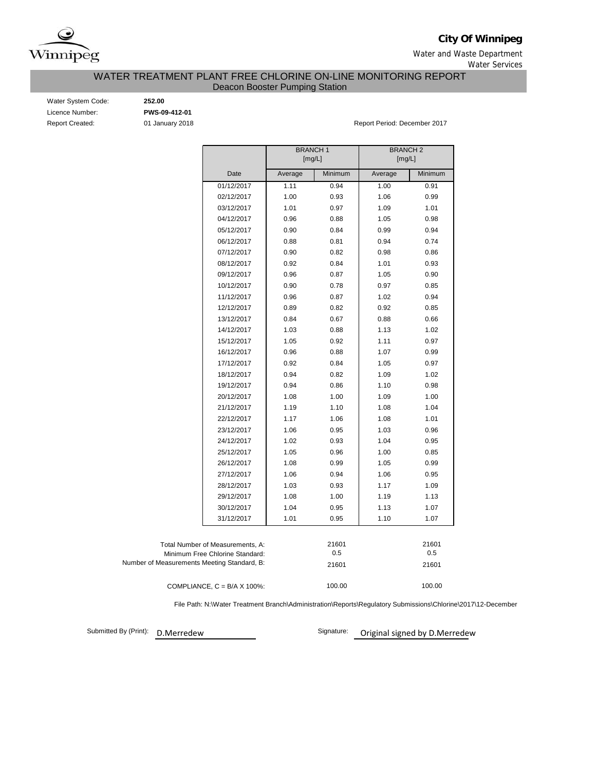**City Of Winnipeg**

Water and Waste Department

Water Services

## WATER TREATMENT PLANT FREE CHLORINE ON-LINE MONITORING REPORT

Deacon Booster Pumping Station

Water System Code: **252.00**

Licence Number: **PWS-09-412-01**

Report Created: 01 January 2018

Report Period: December 2017

| | BRANCH 1 [mg/L] | | BRANCH 2 [mg/L] | |
|---|---|---|---|---|
| Date | Average | Minimum | Average | Minimum |
| 01/12/2017 | 1.11 | 0.94 | 1.00 | 0.91 |
| 02/12/2017 | 1.00 | 0.93 | 1.06 | 0.99 |
| 03/12/2017 | 1.01 | 0.97 | 1.09 | 1.01 |
| 04/12/2017 | 0.96 | 0.88 | 1.05 | 0.98 |
| 05/12/2017 | 0.90 | 0.84 | 0.99 | 0.94 |
| 06/12/2017 | 0.88 | 0.81 | 0.94 | 0.74 |
| 07/12/2017 | 0.90 | 0.82 | 0.98 | 0.86 |
| 08/12/2017 | 0.92 | 0.84 | 1.01 | 0.93 |
| 09/12/2017 | 0.96 | 0.87 | 1.05 | 0.90 |
| 10/12/2017 | 0.90 | 0.78 | 0.97 | 0.85 |
| 11/12/2017 | 0.96 | 0.87 | 1.02 | 0.94 |
| 12/12/2017 | 0.89 | 0.82 | 0.92 | 0.85 |
| 13/12/2017 | 0.84 | 0.67 | 0.88 | 0.66 |
| 14/12/2017 | 1.03 | 0.88 | 1.13 | 1.02 |
| 15/12/2017 | 1.05 | 0.92 | 1.11 | 0.97 |
| 16/12/2017 | 0.96 | 0.88 | 1.07 | 0.99 |
| 17/12/2017 | 0.92 | 0.84 | 1.05 | 0.97 |
| 18/12/2017 | 0.94 | 0.82 | 1.09 | 1.02 |
| 19/12/2017 | 0.94 | 0.86 | 1.10 | 0.98 |
| 20/12/2017 | 1.08 | 1.00 | 1.09 | 1.00 |
| 21/12/2017 | 1.19 | 1.10 | 1.08 | 1.04 |
| 22/12/2017 | 1.17 | 1.06 | 1.08 | 1.01 |
| 23/12/2017 | 1.06 | 0.95 | 1.03 | 0.96 |
| 24/12/2017 | 1.02 | 0.93 | 1.04 | 0.95 |
| 25/12/2017 | 1.05 | 0.96 | 1.00 | 0.85 |
| 26/12/2017 | 1.08 | 0.99 | 1.05 | 0.99 |
| 27/12/2017 | 1.06 | 0.94 | 1.06 | 0.95 |
| 28/12/2017 | 1.03 | 0.93 | 1.17 | 1.09 |
| 29/12/2017 | 1.08 | 1.00 | 1.19 | 1.13 |
| 30/12/2017 | 1.04 | 0.95 | 1.13 | 1.07 |
| 31/12/2017 | 1.01 | 0.95 | 1.10 | 1.07 |

| | Branch 1 | Branch 2 |
|---|---|---|
| Total Number of Measurements, A: | 21601 | 21601 |
| Minimum Free Chlorine Standard: | 0.5 | 0.5 |
| Number of Measurements Meeting Standard, B: | 21601 | 21601 |
| COMPLIANCE, C = B/A X 100%: | 100.00 | 100.00 |

File Path: N:\Water Treatment Branch\Administration\Reports\Regulatory Submissions\Chlorine\2017\12-December

Submitted By (Print): D.Merredew

Signature: Original signed by D.Merredew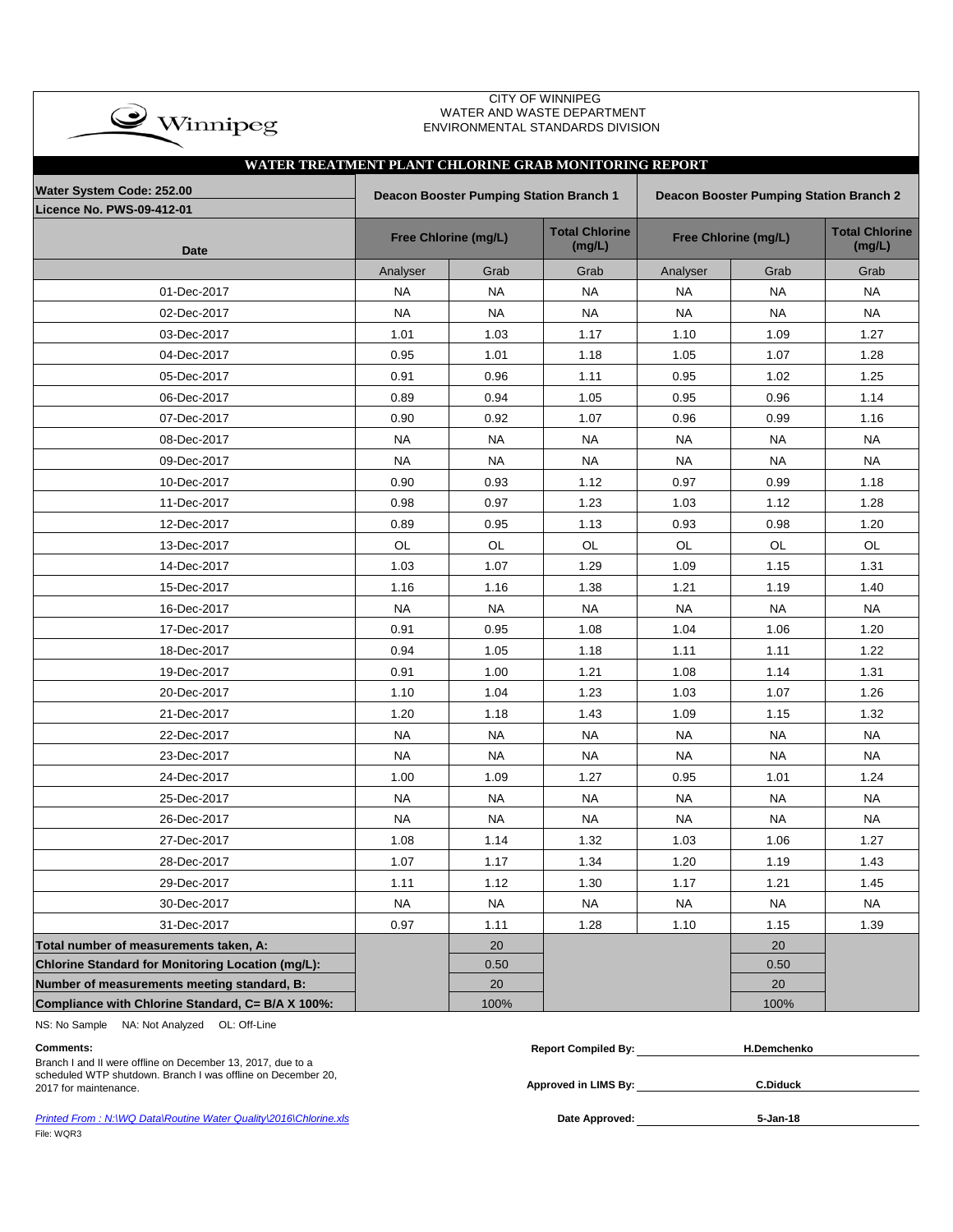CITY OF WINNIPEG
WATER AND WASTE DEPARTMENT
ENVIRONMENTAL STANDARDS DIVISION

## WATER TREATMENT PLANT CHLORINE GRAB MONITORING REPORT

| Water System Code: 252.00 / Licence No. PWS-09-412-01 | Deacon Booster Pumping Station Branch 1 | | | Deacon Booster Pumping Station Branch 2 | | |
|---|---|---|---|---|---|---|
| Date | Free Chlorine (mg/L) | | Total Chlorine (mg/L) | Free Chlorine (mg/L) | | Total Chlorine (mg/L) |
| | Analyser | Grab | Grab | Analyser | Grab | Grab |
| 01-Dec-2017 | NA | NA | NA | NA | NA | NA |
| 02-Dec-2017 | NA | NA | NA | NA | NA | NA |
| 03-Dec-2017 | 1.01 | 1.03 | 1.17 | 1.10 | 1.09 | 1.27 |
| 04-Dec-2017 | 0.95 | 1.01 | 1.18 | 1.05 | 1.07 | 1.28 |
| 05-Dec-2017 | 0.91 | 0.96 | 1.11 | 0.95 | 1.02 | 1.25 |
| 06-Dec-2017 | 0.89 | 0.94 | 1.05 | 0.95 | 0.96 | 1.14 |
| 07-Dec-2017 | 0.90 | 0.92 | 1.07 | 0.96 | 0.99 | 1.16 |
| 08-Dec-2017 | NA | NA | NA | NA | NA | NA |
| 09-Dec-2017 | NA | NA | NA | NA | NA | NA |
| 10-Dec-2017 | 0.90 | 0.93 | 1.12 | 0.97 | 0.99 | 1.18 |
| 11-Dec-2017 | 0.98 | 0.97 | 1.23 | 1.03 | 1.12 | 1.28 |
| 12-Dec-2017 | 0.89 | 0.95 | 1.13 | 0.93 | 0.98 | 1.20 |
| 13-Dec-2017 | OL | OL | OL | OL | OL | OL |
| 14-Dec-2017 | 1.03 | 1.07 | 1.29 | 1.09 | 1.15 | 1.31 |
| 15-Dec-2017 | 1.16 | 1.16 | 1.38 | 1.21 | 1.19 | 1.40 |
| 16-Dec-2017 | NA | NA | NA | NA | NA | NA |
| 17-Dec-2017 | 0.91 | 0.95 | 1.08 | 1.04 | 1.06 | 1.20 |
| 18-Dec-2017 | 0.94 | 1.05 | 1.18 | 1.11 | 1.11 | 1.22 |
| 19-Dec-2017 | 0.91 | 1.00 | 1.21 | 1.08 | 1.14 | 1.31 |
| 20-Dec-2017 | 1.10 | 1.04 | 1.23 | 1.03 | 1.07 | 1.26 |
| 21-Dec-2017 | 1.20 | 1.18 | 1.43 | 1.09 | 1.15 | 1.32 |
| 22-Dec-2017 | NA | NA | NA | NA | NA | NA |
| 23-Dec-2017 | NA | NA | NA | NA | NA | NA |
| 24-Dec-2017 | 1.00 | 1.09 | 1.27 | 0.95 | 1.01 | 1.24 |
| 25-Dec-2017 | NA | NA | NA | NA | NA | NA |
| 26-Dec-2017 | NA | NA | NA | NA | NA | NA |
| 27-Dec-2017 | 1.08 | 1.14 | 1.32 | 1.03 | 1.06 | 1.27 |
| 28-Dec-2017 | 1.07 | 1.17 | 1.34 | 1.20 | 1.19 | 1.43 |
| 29-Dec-2017 | 1.11 | 1.12 | 1.30 | 1.17 | 1.21 | 1.45 |
| 30-Dec-2017 | NA | NA | NA | NA | NA | NA |
| 31-Dec-2017 | 0.97 | 1.11 | 1.28 | 1.10 | 1.15 | 1.39 |
| **Total number of measurements taken, A:** | | 20 | | | 20 | |
| **Chlorine Standard for Monitoring Location (mg/L):** | | 0.50 | | | 0.50 | |
| **Number of measurements meeting standard, B:** | | 20 | | | 20 | |
| **Compliance with Chlorine Standard, C= B/A X 100%:** | | 100% | | | 100% | |

NS: No Sample NA: Not Analyzed OL: Off-Line

**Comments:**
Branch I and II were offline on December 13, 2017, due to a scheduled WTP shutdown. Branch I was offline on December 20, 2017 for maintenance.

**Report Compiled By:** H.Demchenko

**Approved in LIMS By:** C.Diduck

**Date Approved:** 5-Jan-18

*Printed From : N:\WQ Data\Routine Water Quality\2016\Chlorine.xls*

File: WQR3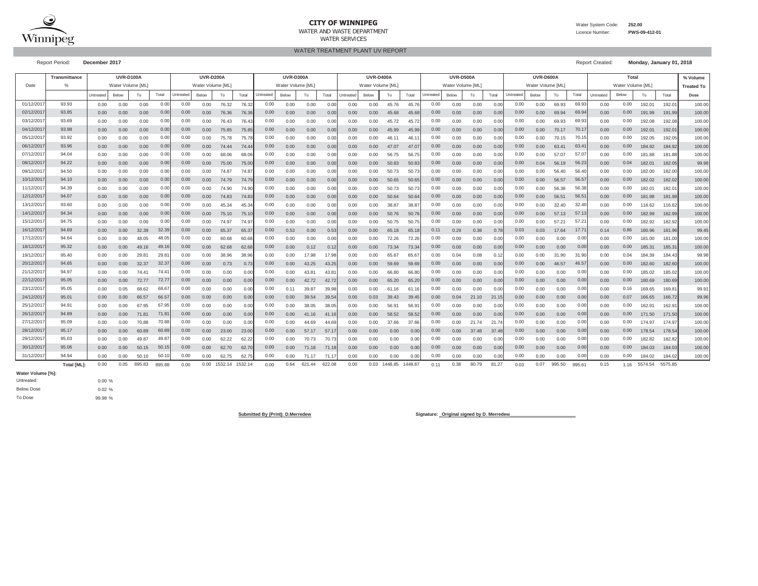**CITY OF WINNIPEG**
WATER AND WASTE DEPARTMENT
WATER SERVICES

Water System Code: **252.00**
Licence Number: **PWS-09-412-01**

## WATER TREATMENT PLANT UV REPORT

Report Period: **December 2017**

Report Created: **Monday, January 01, 2018**

| Date | Transmittance | UVR-D100A | | | | UVR-D200A | | | | UVR-D300A | | | | UVR-D400A | | | | UVR-D500A | | | | UVR-D600A | | | | Total | | | | % Volume |
|---|---|---|---|---|---|---|---|---|---|---|---|---|---|---|---|---|---|---|---|---|---|---|---|---|---|---|---|---|---|---|
| | % | Water Volume [ML] | | | | Water Volume [ML] | | | | Water Volume [ML] | | | | Water Volume [ML] | | | | Water Volume [ML] | | | | Water Volume [ML] | | | | Water Volume [ML] | | | | Treated To |
| | | Untreated | Below | To | Total | Untreated | Below | To | Total | Untreated | Below | To | Total | Untreated | Below | To | Total | Untreated | Below | To | Total | Untreated | Below | To | Total | Untreated | Below | To | Total | Dose |
| 01/12/2017 | 93.93 | 0.00 | 0.00 | 0.00 | 0.00 | 0.00 | 0.00 | 76.32 | 76.32 | 0.00 | 0.00 | 0.00 | 0.00 | 0.00 | 0.00 | 45.76 | 45.76 | 0.00 | 0.00 | 0.00 | 0.00 | 0.00 | 0.00 | 69.93 | 69.93 | 0.00 | 0.00 | 192.01 | 192.01 | 100.00 |
| 02/12/2017 | 93.85 | 0.00 | 0.00 | 0.00 | 0.00 | 0.00 | 0.00 | 76.36 | 76.36 | 0.00 | 0.00 | 0.00 | 0.00 | 0.00 | 0.00 | 45.68 | 45.68 | 0.00 | 0.00 | 0.00 | 0.00 | 0.00 | 0.00 | 69.94 | 69.94 | 0.00 | 0.00 | 191.99 | 191.99 | 100.00 |
| 03/12/2017 | 93.69 | 0.00 | 0.00 | 0.00 | 0.00 | 0.00 | 0.00 | 76.43 | 76.43 | 0.00 | 0.00 | 0.00 | 0.00 | 0.00 | 0.00 | 45.72 | 45.72 | 0.00 | 0.00 | 0.00 | 0.00 | 0.00 | 0.00 | 69.93 | 69.93 | 0.00 | 0.00 | 192.08 | 192.08 | 100.00 |
| 04/12/2017 | 93.98 | 0.00 | 0.00 | 0.00 | 0.00 | 0.00 | 0.00 | 75.85 | 75.85 | 0.00 | 0.00 | 0.00 | 0.00 | 0.00 | 0.00 | 45.99 | 45.99 | 0.00 | 0.00 | 0.00 | 0.00 | 0.00 | 0.00 | 70.17 | 70.17 | 0.00 | 0.00 | 192.01 | 192.01 | 100.00 |
| 05/12/2017 | 93.92 | 0.00 | 0.00 | 0.00 | 0.00 | 0.00 | 0.00 | 75.78 | 75.78 | 0.00 | 0.00 | 0.00 | 0.00 | 0.00 | 0.00 | 46.11 | 46.11 | 0.00 | 0.00 | 0.00 | 0.00 | 0.00 | 0.00 | 70.15 | 70.15 | 0.00 | 0.00 | 192.05 | 192.05 | 100.00 |
| 06/12/2017 | 93.96 | 0.00 | 0.00 | 0.00 | 0.00 | 0.00 | 0.00 | 74.44 | 74.44 | 0.00 | 0.00 | 0.00 | 0.00 | 0.00 | 0.00 | 47.07 | 47.07 | 0.00 | 0.00 | 0.00 | 0.00 | 0.00 | 0.00 | 63.41 | 63.41 | 0.00 | 0.00 | 184.92 | 184.92 | 100.00 |
| 07/12/2017 | 94.04 | 0.00 | 0.00 | 0.00 | 0.00 | 0.00 | 0.00 | 68.06 | 68.06 | 0.00 | 0.00 | 0.00 | 0.00 | 0.00 | 0.00 | 56.75 | 56.75 | 0.00 | 0.00 | 0.00 | 0.00 | 0.00 | 0.00 | 57.07 | 57.07 | 0.00 | 0.00 | 181.88 | 181.88 | 100.00 |
| 08/12/2017 | 94.22 | 0.00 | 0.00 | 0.00 | 0.00 | 0.00 | 0.00 | 75.00 | 75.00 | 0.00 | 0.00 | 0.00 | 0.00 | 0.00 | 0.00 | 50.83 | 50.83 | 0.00 | 0.00 | 0.00 | 0.00 | 0.00 | 0.04 | 56.19 | 56.23 | 0.00 | 0.04 | 182.01 | 182.05 | 99.98 |
| 09/12/2017 | 94.50 | 0.00 | 0.00 | 0.00 | 0.00 | 0.00 | 0.00 | 74.87 | 74.87 | 0.00 | 0.00 | 0.00 | 0.00 | 0.00 | 0.00 | 50.73 | 50.73 | 0.00 | 0.00 | 0.00 | 0.00 | 0.00 | 0.00 | 56.40 | 56.40 | 0.00 | 0.00 | 182.00 | 182.00 | 100.00 |
| 10/12/2017 | 94.10 | 0.00 | 0.00 | 0.00 | 0.00 | 0.00 | 0.00 | 74.79 | 74.79 | 0.00 | 0.00 | 0.00 | 0.00 | 0.00 | 0.00 | 50.65 | 50.65 | 0.00 | 0.00 | 0.00 | 0.00 | 0.00 | 0.00 | 56.57 | 56.57 | 0.00 | 0.00 | 182.02 | 182.02 | 100.00 |
| 11/12/2017 | 94.39 | 0.00 | 0.00 | 0.00 | 0.00 | 0.00 | 0.00 | 74.90 | 74.90 | 0.00 | 0.00 | 0.00 | 0.00 | 0.00 | 0.00 | 50.73 | 50.73 | 0.00 | 0.00 | 0.00 | 0.00 | 0.00 | 0.00 | 56.38 | 56.38 | 0.00 | 0.00 | 182.01 | 182.01 | 100.00 |
| 12/12/2017 | 94.07 | 0.00 | 0.00 | 0.00 | 0.00 | 0.00 | 0.00 | 74.83 | 74.83 | 0.00 | 0.00 | 0.00 | 0.00 | 0.00 | 0.00 | 50.64 | 50.64 | 0.00 | 0.00 | 0.00 | 0.00 | 0.00 | 0.00 | 56.51 | 56.51 | 0.00 | 0.00 | 181.98 | 181.98 | 100.00 |
| 13/12/2017 | 93.60 | 0.00 | 0.00 | 0.00 | 0.00 | 0.00 | 0.00 | 45.34 | 45.34 | 0.00 | 0.00 | 0.00 | 0.00 | 0.00 | 0.00 | 38.87 | 38.87 | 0.00 | 0.00 | 0.00 | 0.00 | 0.00 | 0.00 | 32.40 | 32.40 | 0.00 | 0.00 | 116.62 | 116.62 | 100.00 |
| 14/12/2017 | 94.34 | 0.00 | 0.00 | 0.00 | 0.00 | 0.00 | 0.00 | 75.10 | 75.10 | 0.00 | 0.00 | 0.00 | 0.00 | 0.00 | 0.00 | 50.76 | 50.76 | 0.00 | 0.00 | 0.00 | 0.00 | 0.00 | 0.00 | 57.13 | 57.13 | 0.00 | 0.00 | 182.99 | 182.99 | 100.00 |
| 15/12/2017 | 94.75 | 0.00 | 0.00 | 0.00 | 0.00 | 0.00 | 0.00 | 74.97 | 74.97 | 0.00 | 0.00 | 0.00 | 0.00 | 0.00 | 0.00 | 50.75 | 50.75 | 0.00 | 0.00 | 0.00 | 0.00 | 0.00 | 0.00 | 57.21 | 57.21 | 0.00 | 0.00 | 182.92 | 182.92 | 100.00 |
| 16/12/2017 | 94.69 | 0.00 | 0.00 | 32.39 | 32.39 | 0.00 | 0.00 | 65.37 | 65.37 | 0.00 | 0.53 | 0.00 | 0.53 | 0.00 | 0.00 | 65.18 | 65.18 | 0.11 | 0.29 | 0.38 | 0.78 | 0.03 | 0.03 | 17.64 | 17.71 | 0.14 | 0.86 | 180.96 | 181.96 | 99.45 |
| 17/12/2017 | 94.64 | 0.00 | 0.00 | 48.05 | 48.05 | 0.00 | 0.00 | 60.68 | 60.68 | 0.00 | 0.00 | 0.00 | 0.00 | 0.00 | 0.00 | 72.26 | 72.26 | 0.00 | 0.00 | 0.00 | 0.00 | 0.00 | 0.00 | 0.00 | 0.00 | 0.00 | 0.00 | 181.00 | 181.00 | 100.00 |
| 18/12/2017 | 95.32 | 0.00 | 0.00 | 49.16 | 49.16 | 0.00 | 0.00 | 62.68 | 62.68 | 0.00 | 0.00 | 0.12 | 0.12 | 0.00 | 0.00 | 73.34 | 73.34 | 0.00 | 0.00 | 0.00 | 0.00 | 0.00 | 0.00 | 0.00 | 0.00 | 0.00 | 0.00 | 185.31 | 185.31 | 100.00 |
| 19/12/2017 | 95.40 | 0.00 | 0.00 | 29.81 | 29.81 | 0.00 | 0.00 | 38.96 | 38.96 | 0.00 | 0.00 | 17.98 | 17.98 | 0.00 | 0.00 | 65.67 | 65.67 | 0.00 | 0.04 | 0.08 | 0.12 | 0.00 | 0.00 | 31.90 | 31.90 | 0.00 | 0.04 | 184.39 | 184.43 | 99.98 |
| 20/12/2017 | 94.65 | 0.00 | 0.00 | 32.37 | 32.37 | 0.00 | 0.00 | 0.73 | 0.73 | 0.00 | 0.00 | 43.25 | 43.25 | 0.00 | 0.00 | 59.69 | 59.69 | 0.00 | 0.00 | 0.00 | 0.00 | 0.00 | 0.00 | 46.57 | 46.57 | 0.00 | 0.00 | 182.60 | 182.60 | 100.00 |
| 21/12/2017 | 94.97 | 0.00 | 0.00 | 74.41 | 74.41 | 0.00 | 0.00 | 0.00 | 0.00 | 0.00 | 0.00 | 43.81 | 43.81 | 0.00 | 0.00 | 66.80 | 66.80 | 0.00 | 0.00 | 0.00 | 0.00 | 0.00 | 0.00 | 0.00 | 0.00 | 0.00 | 0.00 | 185.02 | 185.02 | 100.00 |
| 22/12/2017 | 95.05 | 0.00 | 0.00 | 72.77 | 72.77 | 0.00 | 0.00 | 0.00 | 0.00 | 0.00 | 0.00 | 42.72 | 42.72 | 0.00 | 0.00 | 65.20 | 65.20 | 0.00 | 0.00 | 0.00 | 0.00 | 0.00 | 0.00 | 0.00 | 0.00 | 0.00 | 0.00 | 180.69 | 180.69 | 100.00 |
| 23/12/2017 | 95.05 | 0.00 | 0.05 | 68.62 | 68.67 | 0.00 | 0.00 | 0.00 | 0.00 | 0.00 | 0.11 | 39.87 | 39.98 | 0.00 | 0.00 | 61.16 | 61.16 | 0.00 | 0.00 | 0.00 | 0.00 | 0.00 | 0.00 | 0.00 | 0.00 | 0.00 | 0.16 | 169.65 | 169.81 | 99.91 |
| 24/12/2017 | 95.01 | 0.00 | 0.00 | 66.57 | 66.57 | 0.00 | 0.00 | 0.00 | 0.00 | 0.00 | 0.00 | 39.54 | 39.54 | 0.00 | 0.03 | 39.43 | 39.45 | 0.00 | 0.04 | 21.10 | 21.15 | 0.00 | 0.00 | 0.00 | 0.00 | 0.00 | 0.07 | 166.65 | 166.72 | 99.96 |
| 25/12/2017 | 94.91 | 0.00 | 0.00 | 67.95 | 67.95 | 0.00 | 0.00 | 0.00 | 0.00 | 0.00 | 0.00 | 38.05 | 38.05 | 0.00 | 0.00 | 56.91 | 56.91 | 0.00 | 0.00 | 0.00 | 0.00 | 0.00 | 0.00 | 0.00 | 0.00 | 0.00 | 0.00 | 162.91 | 162.91 | 100.00 |
| 26/12/2017 | 94.89 | 0.00 | 0.00 | 71.81 | 71.81 | 0.00 | 0.00 | 0.00 | 0.00 | 0.00 | 0.00 | 41.16 | 41.16 | 0.00 | 0.00 | 58.52 | 58.52 | 0.00 | 0.00 | 0.00 | 0.00 | 0.00 | 0.00 | 0.00 | 0.00 | 0.00 | 0.00 | 171.50 | 171.50 | 100.00 |
| 27/12/2017 | 95.09 | 0.00 | 0.00 | 70.88 | 70.88 | 0.00 | 0.00 | 0.00 | 0.00 | 0.00 | 0.00 | 44.69 | 44.69 | 0.00 | 0.00 | 37.66 | 37.66 | 0.00 | 0.00 | 21.74 | 21.74 | 0.00 | 0.00 | 0.00 | 0.00 | 0.00 | 0.00 | 174.97 | 174.97 | 100.00 |
| 28/12/2017 | 95.17 | 0.00 | 0.00 | 60.89 | 60.89 | 0.00 | 0.00 | 23.00 | 23.00 | 0.00 | 0.00 | 57.17 | 57.17 | 0.00 | 0.00 | 0.00 | 0.00 | 0.00 | 0.00 | 37.48 | 37.48 | 0.00 | 0.00 | 0.00 | 0.00 | 0.00 | 0.00 | 178.54 | 178.54 | 100.00 |
| 29/12/2017 | 95.03 | 0.00 | 0.00 | 49.87 | 49.87 | 0.00 | 0.00 | 62.22 | 62.22 | 0.00 | 0.00 | 70.73 | 70.73 | 0.00 | 0.00 | 0.00 | 0.00 | 0.00 | 0.00 | 0.00 | 0.00 | 0.00 | 0.00 | 0.00 | 0.00 | 0.00 | 0.00 | 182.82 | 182.82 | 100.00 |
| 30/12/2017 | 95.06 | 0.00 | 0.00 | 50.15 | 50.15 | 0.00 | 0.00 | 62.70 | 62.70 | 0.00 | 0.00 | 71.18 | 71.18 | 0.00 | 0.00 | 0.00 | 0.00 | 0.00 | 0.00 | 0.00 | 0.00 | 0.00 | 0.00 | 0.00 | 0.00 | 0.00 | 0.00 | 184.03 | 184.03 | 100.00 |
| 31/12/2017 | 94.94 | 0.00 | 0.00 | 50.10 | 50.10 | 0.00 | 0.00 | 62.75 | 62.75 | 0.00 | 0.00 | 71.17 | 71.17 | 0.00 | 0.00 | 0.00 | 0.00 | 0.00 | 0.00 | 0.00 | 0.00 | 0.00 | 0.00 | 0.00 | 0.00 | 0.00 | 0.00 | 184.02 | 184.02 | 100.00 |
| | **Total [ML]:** | 0.00 | 0.05 | 895.83 | 895.88 | 0.00 | 0.00 | 1532.14 | 1532.14 | 0.00 | 0.64 | 621.44 | 622.08 | 0.00 | 0.03 | 1448.85 | 1448.87 | 0.11 | 0.38 | 80.79 | 81.27 | 0.03 | 0.07 | 995.50 | 995.61 | 0.15 | 1.16 | 5574.54 | 5575.85 | |

**Water Volume [%]:**

| | |
|---|---|
| Untreated: | 0.00 % |
| Below Dose | 0.02 % |
| To Dose | 99.98 % |

**Submitted By (Print): D.Merredew**

**Signature: \_Original signed by D. Merredew\_\_\_\_\_\_\_\_\_\_\_\_\_\_\_\_\_\_\_\_\_\_\_\_**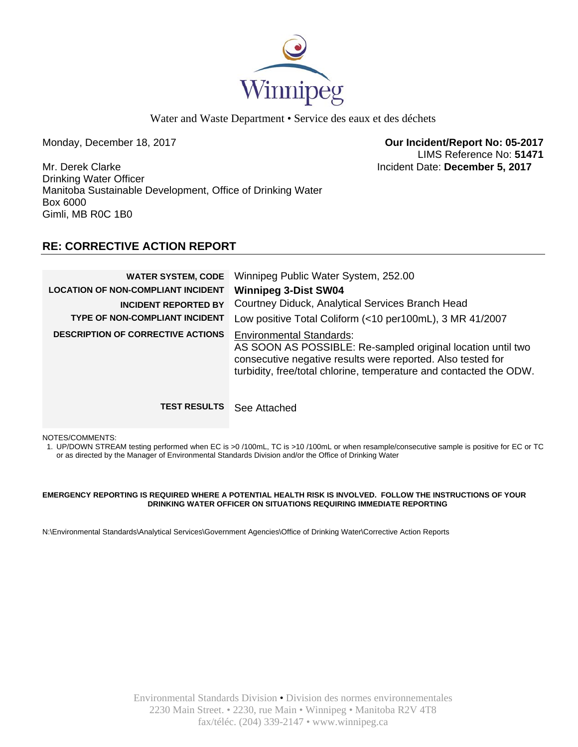Winnipeg

Water and Waste Department • Service des eaux et des déchets

Monday, December 18, 2017

**Our Incident/Report No: 05-2017**
LIMS Reference No: **51471**
Incident Date: **December 5, 2017**

Mr. Derek Clarke
Drinking Water Officer
Manitoba Sustainable Development, Office of Drinking Water
Box 6000
Gimli, MB R0C 1B0

## RE: CORRECTIVE ACTION REPORT

| | |
|---|---|
| **WATER SYSTEM, CODE** | Winnipeg Public Water System, 252.00 |
| **LOCATION OF NON-COMPLIANT INCIDENT** | **Winnipeg 3-Dist SW04** |
| **INCIDENT REPORTED BY** | Courtney Diduck, Analytical Services Branch Head |
| **TYPE OF NON-COMPLIANT INCIDENT** | Low positive Total Coliform (<10 per100mL), 3 MR 41/2007 |
| **DESCRIPTION OF CORRECTIVE ACTIONS** | Environmental Standards: AS SOON AS POSSIBLE: Re-sampled original location until two consecutive negative results were reported. Also tested for turbidity, free/total chlorine, temperature and contacted the ODW. |
| **TEST RESULTS** | See Attached |

NOTES/COMMENTS:

1. UP/DOWN STREAM testing performed when EC is >0 /100mL, TC is >10 /100mL or when resample/consecutive sample is positive for EC or TC or as directed by the Manager of Environmental Standards Division and/or the Office of Drinking Water

**EMERGENCY REPORTING IS REQUIRED WHERE A POTENTIAL HEALTH RISK IS INVOLVED. FOLLOW THE INSTRUCTIONS OF YOUR DRINKING WATER OFFICER ON SITUATIONS REQUIRING IMMEDIATE REPORTING**

N:\Environmental Standards\Analytical Services\Government Agencies\Office of Drinking Water\Corrective Action Reports

Environmental Standards Division • Division des normes environnementales
2230 Main Street. • 2230, rue Main • Winnipeg • Manitoba R2V 4T8
fax/téléc. (204) 339-2147 • www.winnipeg.ca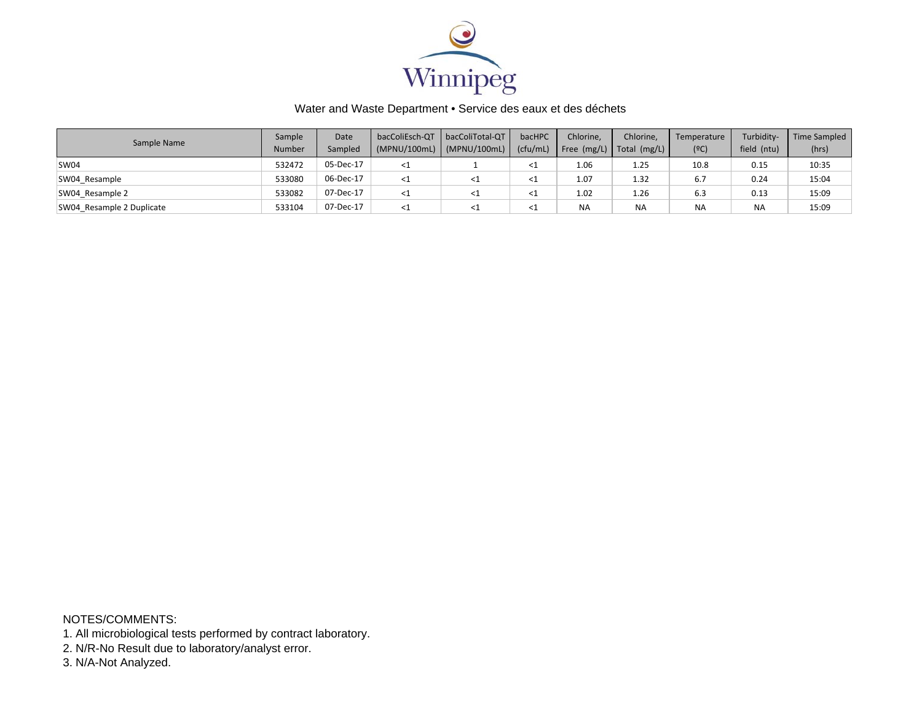Winnipeg

Water and Waste Department • Service des eaux et des déchets

| Sample Name | Sample Number | Date Sampled | bacColiEsch-QT (MPNU/100mL) | bacColiTotal-QT (MPNU/100mL) | bacHPC (cfu/mL) | Chlorine, Free (mg/L) | Chlorine, Total (mg/L) | Temperature (ºC) | Turbidity-field (ntu) | Time Sampled (hrs) |
|---|---|---|---|---|---|---|---|---|---|---|
| SW04 | 532472 | 05-Dec-17 | <1 | 1 | <1 | 1.06 | 1.25 | 10.8 | 0.15 | 10:35 |
| SW04_Resample | 533080 | 06-Dec-17 | <1 | <1 | <1 | 1.07 | 1.32 | 6.7 | 0.24 | 15:04 |
| SW04_Resample 2 | 533082 | 07-Dec-17 | <1 | <1 | <1 | 1.02 | 1.26 | 6.3 | 0.13 | 15:09 |
| SW04_Resample 2 Duplicate | 533104 | 07-Dec-17 | <1 | <1 | <1 | NA | NA | NA | NA | 15:09 |

NOTES/COMMENTS:
1. All microbiological tests performed by contract laboratory.
2. N/R-No Result due to laboratory/analyst error.
3. N/A-Not Analyzed.